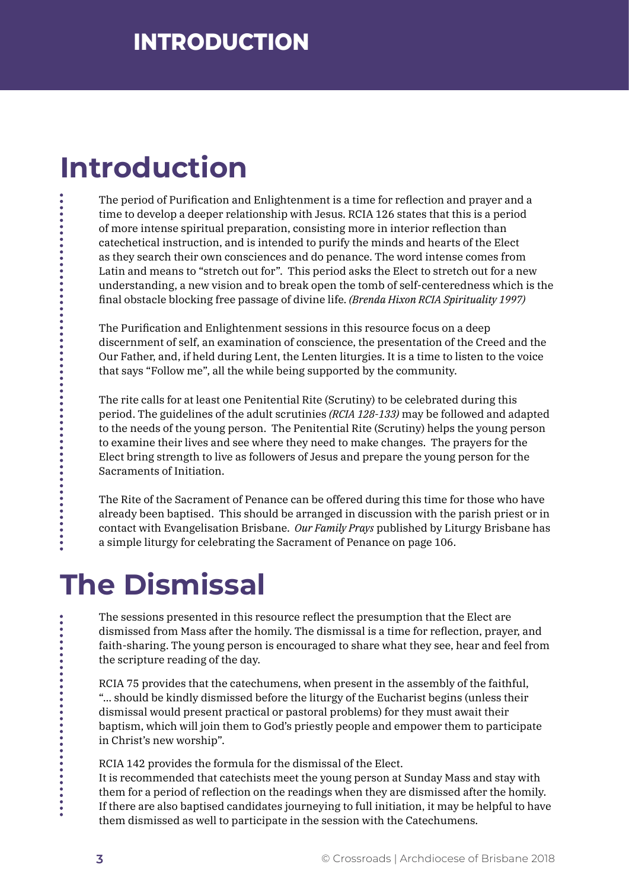# Introduction

The period of Purification and Enlightenment is a time for reflection and prayer and a time to develop a deeper relationship with Jesus. RCIA 126 states that this is a period of more intense spiritual preparation, consisting more in interior reflection than catechetical instruction, and is intended to purify the minds and hearts of the Elect as they search their own consciences and do penance. The word intense comes from Latin and means to "stretch out for". This period asks the Elect to stretch out for a new understanding, a new vision and to break open the tomb of self-centeredness which is the final obstacle blocking free passage of divine life. *(Brenda Hixon RCIA Spirituality 1997)*

The Purification and Enlightenment sessions in this resource focus on a deep discernment of self, an examination of conscience, the presentation of the Creed and the Our Father, and, if held during Lent, the Lenten liturgies. It is a time to listen to the voice that says "Follow me", all the while being supported by the community.

The rite calls for at least one Penitential Rite (Scrutiny) to be celebrated during this period. The guidelines of the adult scrutinies *(RCIA 128-133)* may be followed and adapted to the needs of the young person. The Penitential Rite (Scrutiny) helps the young person to examine their lives and see where they need to make changes. The prayers for the Elect bring strength to live as followers of Jesus and prepare the young person for the Sacraments of Initiation.

The Rite of the Sacrament of Penance can be offered during this time for those who have already been baptised. This should be arranged in discussion with the parish priest or in contact with Evangelisation Brisbane. *Our Family Prays* published by Liturgy Brisbane has a simple liturgy for celebrating the Sacrament of Penance on page 106.

# The Dismissal

The sessions presented in this resource reflect the presumption that the Elect are dismissed from Mass after the homily. The dismissal is a time for reflection, prayer, and faith-sharing. The young person is encouraged to share what they see, hear and feel from the scripture reading of the day.

RCIA 75 provides that the catechumens, when present in the assembly of the faithful, "... should be kindly dismissed before the liturgy of the Eucharist begins (unless their dismissal would present practical or pastoral problems) for they must await their baptism, which will join them to God's priestly people and empower them to participate in Christ's new worship".

RCIA 142 provides the formula for the dismissal of the Elect.
It is recommended that catechists meet the young person at Sunday Mass and stay with them for a period of reflection on the readings when they are dismissed after the homily. If there are also baptised candidates journeying to full initiation, it may be helpful to have them dismissed as well to participate in the session with the Catechumens.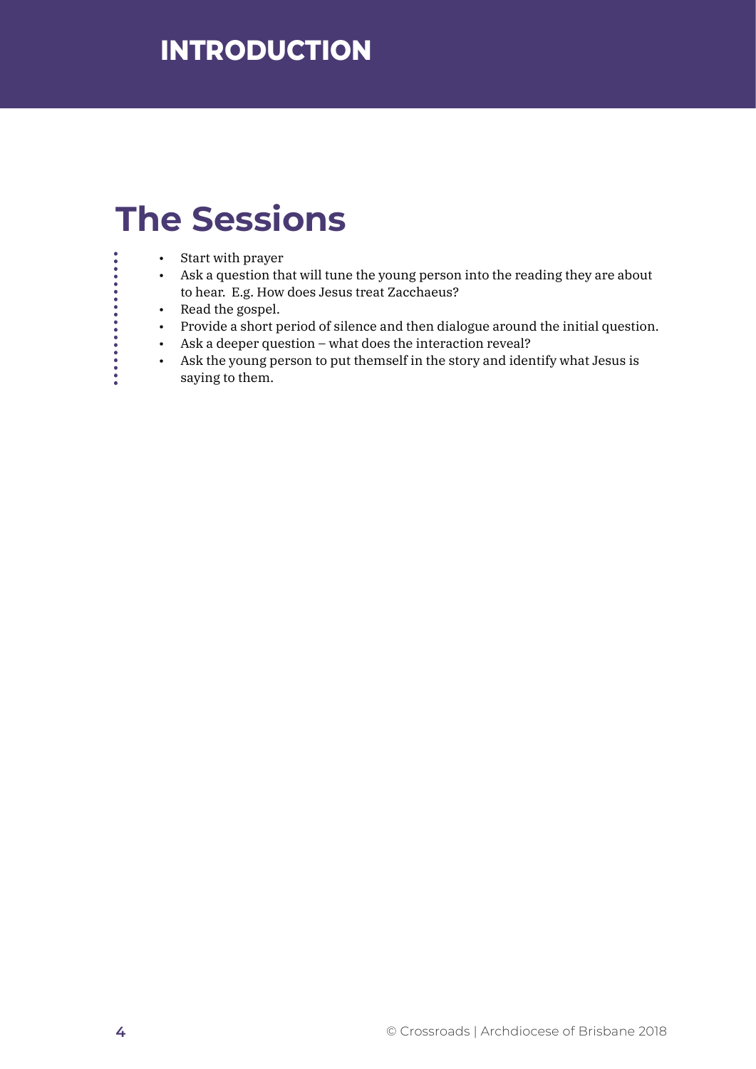# INTRODUCTION

## The Sessions

- Start with prayer
- Ask a question that will tune the young person into the reading they are about to hear. E.g. How does Jesus treat Zacchaeus?
- Read the gospel.
- Provide a short period of silence and then dialogue around the initial question.
- Ask a deeper question – what does the interaction reveal?
- Ask the young person to put themself in the story and identify what Jesus is saying to them.